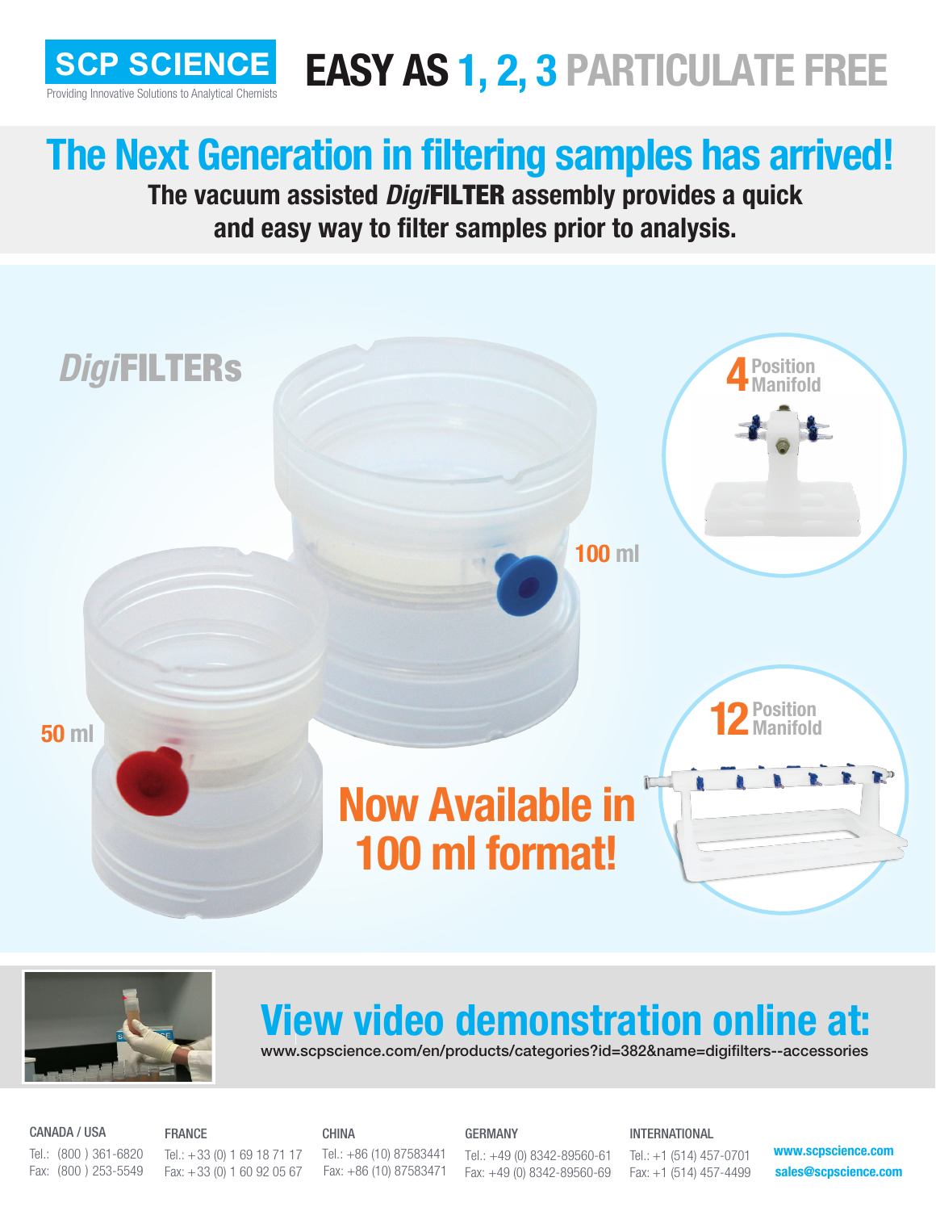**SCP SCIENCE**
Providing Innovative Solutions to Analytical Chemists

# EASY AS 1, 2, 3 PARTICULATE FREE

## The Next Generation in filtering samples has arrived!

**The vacuum assisted *Digi*FILTER assembly provides a quick and easy way to filter samples prior to analysis.**

*Digi*FILTERs

100 ml

50 ml

4 Position Manifold

12 Position Manifold

**Now Available in 100 ml format!**

## View video demonstration online at:

www.scpscience.com/en/products/categories?id=382&name=digifilters--accessories

CANADA / USA
Tel.: (800 ) 361-6820
Fax: (800 ) 253-5549

FRANCE
Tel.: +33 (0) 1 69 18 71 17
Fax: +33 (0) 1 60 92 05 67

CHINA
Tel.: +86 (10) 87583441
Fax: +86 (10) 87583471

GERMANY
Tel.: +49 (0) 8342-89560-61
Fax: +49 (0) 8342-89560-69

INTERNATIONAL
Tel.: +1 (514) 457-0701
Fax: +1 (514) 457-4499

www.scpscience.com
sales@scpscience.com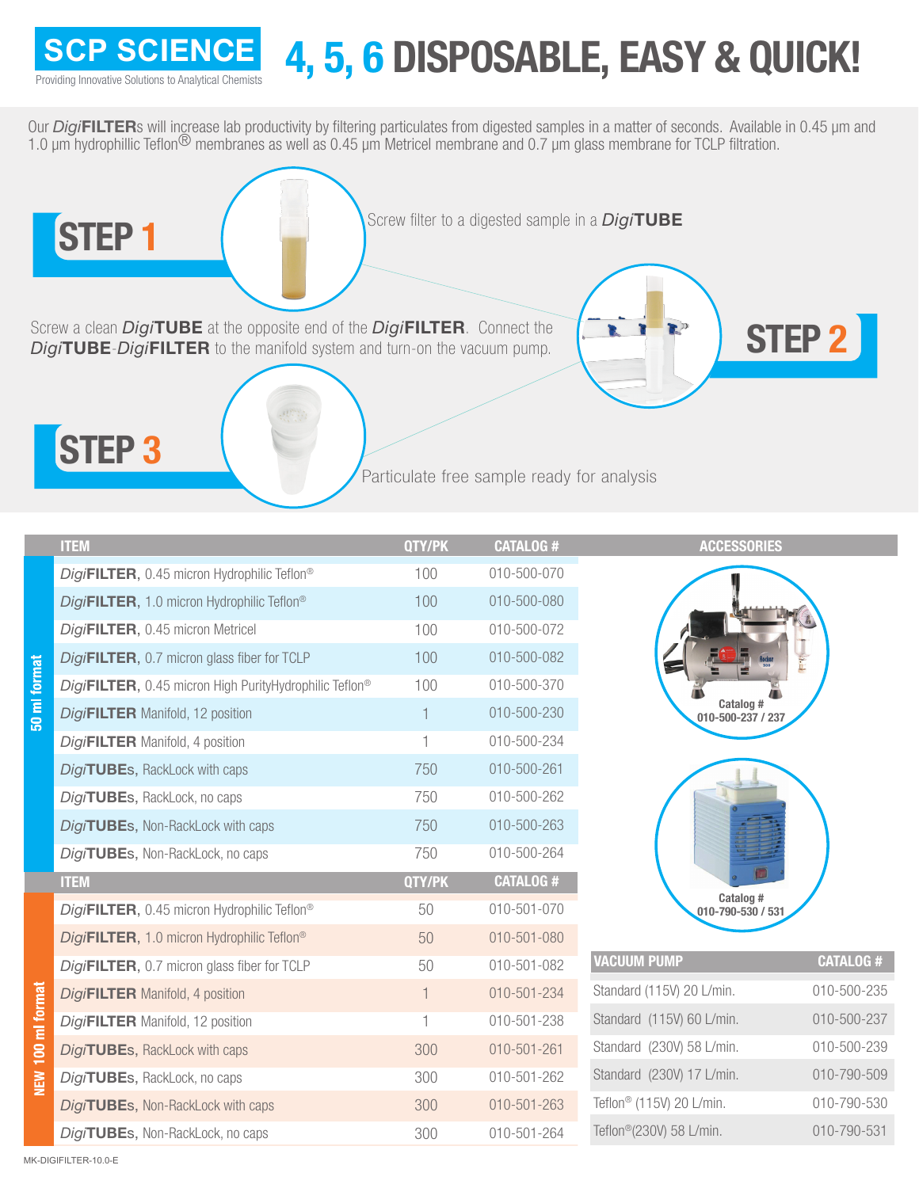# SCP SCIENCE

Providing Innovative Solutions to Analytical Chemists

# 4, 5, 6 DISPOSABLE, EASY & QUICK!

Our *Digi***FILTER**s will increase lab productivity by filtering particulates from digested samples in a matter of seconds. Available in 0.45 µm and 1.0 µm hydrophillic Teflon® membranes as well as 0.45 µm Metricel membrane and 0.7 µm glass membrane for TCLP filtration.

## STEP 1

Screw filter to a digested sample in a *Digi***TUBE**

## STEP 2

Screw a clean *Digi***TUBE** at the opposite end of the *Digi***FILTER**. Connect the *Digi***TUBE**-*Digi***FILTER** to the manifold system and turn-on the vacuum pump.

## STEP 3

Particulate free sample ready for analysis

### 50 ml format

| ITEM | QTY/PK | CATALOG # |
|---|---|---|
| *Digi***FILTER**, 0.45 micron Hydrophilic Teflon® | 100 | 010-500-070 |
| *Digi***FILTER**, 1.0 micron Hydrophilic Teflon® | 100 | 010-500-080 |
| *Digi***FILTER**, 0.45 micron Metricel | 100 | 010-500-072 |
| *Digi***FILTER**, 0.7 micron glass fiber for TCLP | 100 | 010-500-082 |
| *Digi***FILTER**, 0.45 micron High PurityHydrophilic Teflon® | 100 | 010-500-370 |
| *Digi***FILTER** Manifold, 12 position | 1 | 010-500-230 |
| *Digi***FILTER** Manifold, 4 position | 1 | 010-500-234 |
| *Digi***TUBE**s, RackLock with caps | 750 | 010-500-261 |
| *Digi***TUBE**s, RackLock, no caps | 750 | 010-500-262 |
| *Digi***TUBE**s, Non-RackLock with caps | 750 | 010-500-263 |
| *Digi***TUBE**s, Non-RackLock, no caps | 750 | 010-500-264 |

### NEW 100 ml format

| ITEM | QTY/PK | CATALOG # |
|---|---|---|
| *Digi***FILTER**, 0.45 micron Hydrophilic Teflon® | 50 | 010-501-070 |
| *Digi***FILTER**, 1.0 micron Hydrophilic Teflon® | 50 | 010-501-080 |
| *Digi***FILTER**, 0.7 micron glass fiber for TCLP | 50 | 010-501-082 |
| *Digi***FILTER** Manifold, 4 position | 1 | 010-501-234 |
| *Digi***FILTER** Manifold, 12 position | 1 | 010-501-238 |
| *Digi***TUBE**s, RackLock with caps | 300 | 010-501-261 |
| *Digi***TUBE**s, RackLock, no caps | 300 | 010-501-262 |
| *Digi***TUBE**s, Non-RackLock with caps | 300 | 010-501-263 |
| *Digi***TUBE**s, Non-RackLock, no caps | 300 | 010-501-264 |

### ACCESSORIES

Catalog #
010-500-237 / 237

Catalog #
010-790-530 / 531

| VACUUM PUMP | CATALOG # |
|---|---|
| Standard (115V) 20 L/min. | 010-500-235 |
| Standard (115V) 60 L/min. | 010-500-237 |
| Standard (230V) 58 L/min. | 010-500-239 |
| Standard (230V) 17 L/min. | 010-790-509 |
| Teflon® (115V) 20 L/min. | 010-790-530 |
| Teflon®(230V) 58 L/min. | 010-790-531 |

MK-DIGIFILTER-10.0-E